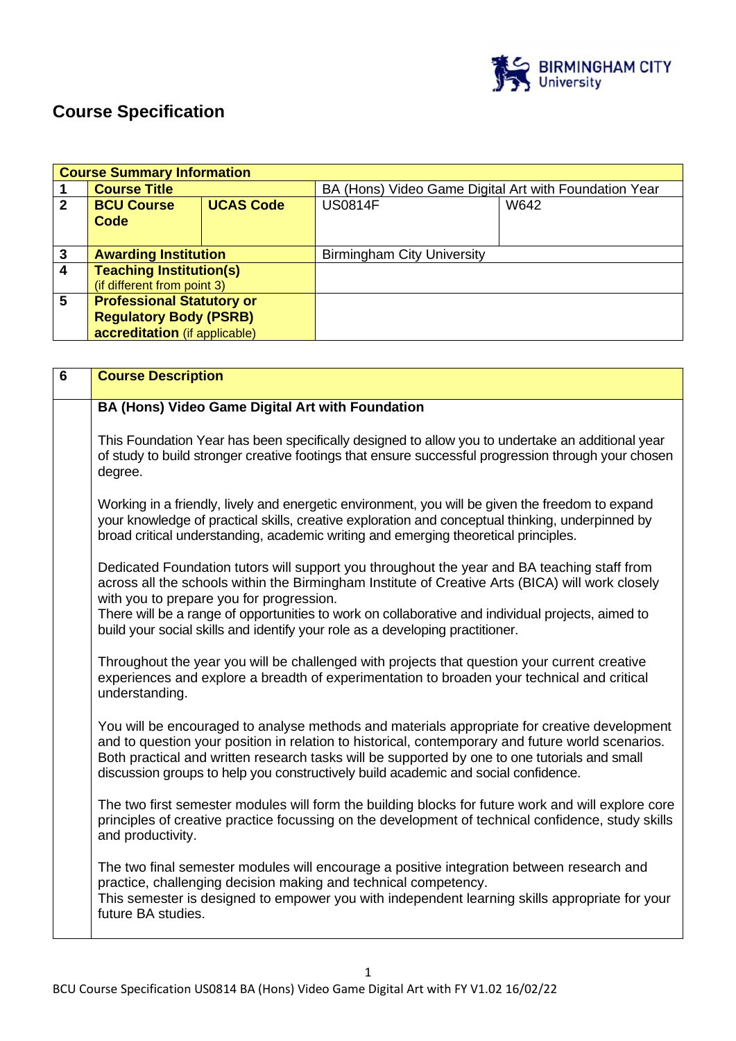# Course Specification

| Course Summary Information | | | | |
|---|---|---|---|---|
| 1 | **Course Title** | | BA (Hons) Video Game Digital Art with Foundation Year | |
| 2 | **BCU Course Code** | **UCAS Code** | US0814F | W642 |
| 3 | **Awarding Institution** | | Birmingham City University | |
| 4 | **Teaching Institution(s)** (if different from point 3) | | | |
| 5 | **Professional Statutory or Regulatory Body (PSRB) accreditation** (if applicable) | | | |

| 6 | Course Description |
|---|---|

**BA (Hons) Video Game Digital Art with Foundation**

This Foundation Year has been specifically designed to allow you to undertake an additional year of study to build stronger creative footings that ensure successful progression through your chosen degree.

Working in a friendly, lively and energetic environment, you will be given the freedom to expand your knowledge of practical skills, creative exploration and conceptual thinking, underpinned by broad critical understanding, academic writing and emerging theoretical principles.

Dedicated Foundation tutors will support you throughout the year and BA teaching staff from across all the schools within the Birmingham Institute of Creative Arts (BICA) will work closely with you to prepare you for progression.
There will be a range of opportunities to work on collaborative and individual projects, aimed to build your social skills and identify your role as a developing practitioner.

Throughout the year you will be challenged with projects that question your current creative experiences and explore a breadth of experimentation to broaden your technical and critical understanding.

You will be encouraged to analyse methods and materials appropriate for creative development and to question your position in relation to historical, contemporary and future world scenarios. Both practical and written research tasks will be supported by one to one tutorials and small discussion groups to help you constructively build academic and social confidence.

The two first semester modules will form the building blocks for future work and will explore core principles of creative practice focussing on the development of technical confidence, study skills and productivity.

The two final semester modules will encourage a positive integration between research and practice, challenging decision making and technical competency.
This semester is designed to empower you with independent learning skills appropriate for your future BA studies.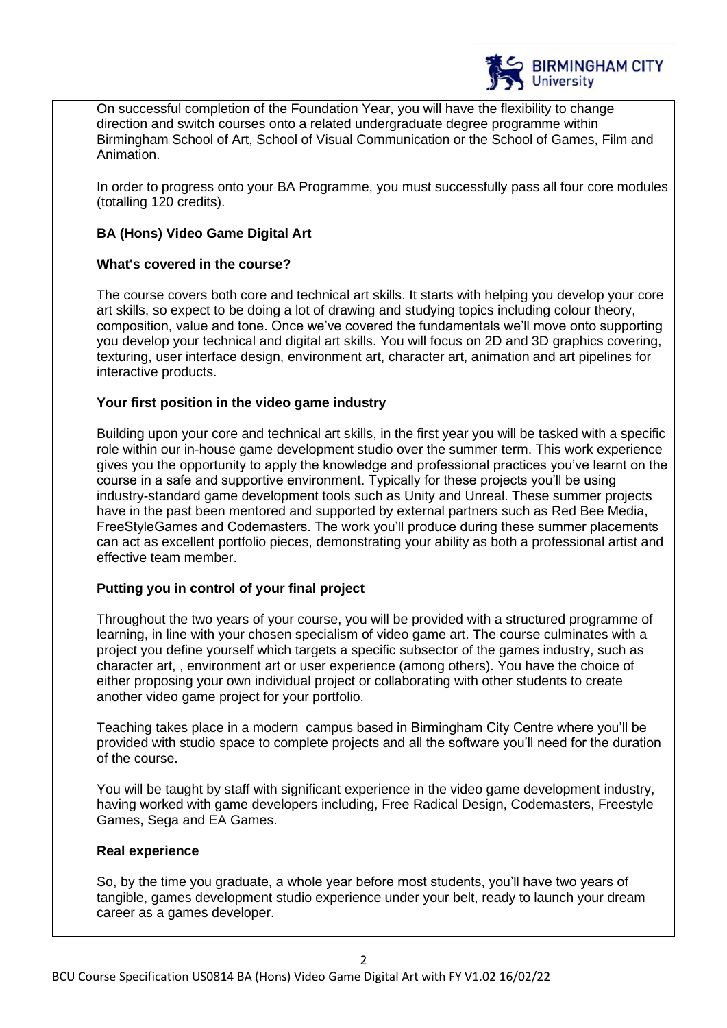On successful completion of the Foundation Year, you will have the flexibility to change direction and switch courses onto a related undergraduate degree programme within Birmingham School of Art, School of Visual Communication or the School of Games, Film and Animation.

In order to progress onto your BA Programme, you must successfully pass all four core modules (totalling 120 credits).

**BA (Hons) Video Game Digital Art**

**What's covered in the course?**

The course covers both core and technical art skills. It starts with helping you develop your core art skills, so expect to be doing a lot of drawing and studying topics including colour theory, composition, value and tone. Once we've covered the fundamentals we'll move onto supporting you develop your technical and digital art skills. You will focus on 2D and 3D graphics covering, texturing, user interface design, environment art, character art, animation and art pipelines for interactive products.

**Your first position in the video game industry**

Building upon your core and technical art skills, in the first year you will be tasked with a specific role within our in-house game development studio over the summer term. This work experience gives you the opportunity to apply the knowledge and professional practices you've learnt on the course in a safe and supportive environment. Typically for these projects you'll be using industry-standard game development tools such as Unity and Unreal. These summer projects have in the past been mentored and supported by external partners such as Red Bee Media, FreeStyleGames and Codemasters. The work you'll produce during these summer placements can act as excellent portfolio pieces, demonstrating your ability as both a professional artist and effective team member.

**Putting you in control of your final project**

Throughout the two years of your course, you will be provided with a structured programme of learning, in line with your chosen specialism of video game art. The course culminates with a project you define yourself which targets a specific subsector of the games industry, such as character art, , environment art or user experience (among others). You have the choice of either proposing your own individual project or collaborating with other students to create another video game project for your portfolio.

Teaching takes place in a modern campus based in Birmingham City Centre where you'll be provided with studio space to complete projects and all the software you'll need for the duration of the course.

You will be taught by staff with significant experience in the video game development industry, having worked with game developers including, Free Radical Design, Codemasters, Freestyle Games, Sega and EA Games.

**Real experience**

So, by the time you graduate, a whole year before most students, you'll have two years of tangible, games development studio experience under your belt, ready to launch your dream career as a games developer.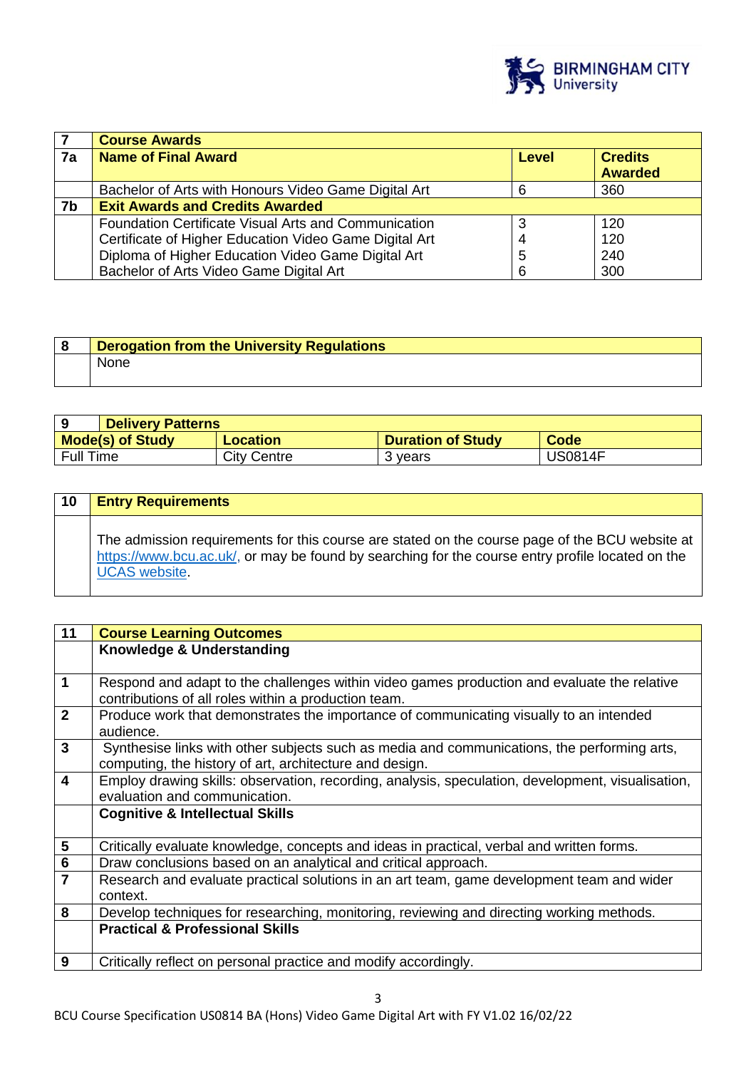| 7 | Course Awards | | |
|---|---|---|---|
| 7a | **Name of Final Award** | **Level** | **Credits Awarded** |
| | Bachelor of Arts with Honours Video Game Digital Art | 6 | 360 |
| 7b | **Exit Awards and Credits Awarded** | | |
| | Foundation Certificate Visual Arts and Communication<br>Certificate of Higher Education Video Game Digital Art<br>Diploma of Higher Education Video Game Digital Art<br>Bachelor of Arts Video Game Digital Art | 3<br>4<br>5<br>6 | 120<br>120<br>240<br>300 |

| 8 | Derogation from the University Regulations |
|---|---|
| | None |

| 9 | Delivery Patterns | | |
|---|---|---|---|
| **Mode(s) of Study** | **Location** | **Duration of Study** | **Code** |
| Full Time | City Centre | 3 years | US0814F |

| 10 | Entry Requirements |
|---|---|
| | The admission requirements for this course are stated on the course page of the BCU website at [https://www.bcu.ac.uk/](https://www.bcu.ac.uk/), or may be found by searching for the course entry profile located on the UCAS website. |

| 11 | Course Learning Outcomes |
|---|---|
| | **Knowledge & Understanding** |
| 1 | Respond and adapt to the challenges within video games production and evaluate the relative contributions of all roles within a production team. |
| 2 | Produce work that demonstrates the importance of communicating visually to an intended audience. |
| 3 | Synthesise links with other subjects such as media and communications, the performing arts, computing, the history of art, architecture and design. |
| 4 | Employ drawing skills: observation, recording, analysis, speculation, development, visualisation, evaluation and communication. |
| | **Cognitive & Intellectual Skills** |
| 5 | Critically evaluate knowledge, concepts and ideas in practical, verbal and written forms. |
| 6 | Draw conclusions based on an analytical and critical approach. |
| 7 | Research and evaluate practical solutions in an art team, game development team and wider context. |
| 8 | Develop techniques for researching, monitoring, reviewing and directing working methods. |
| | **Practical & Professional Skills** |
| 9 | Critically reflect on personal practice and modify accordingly. |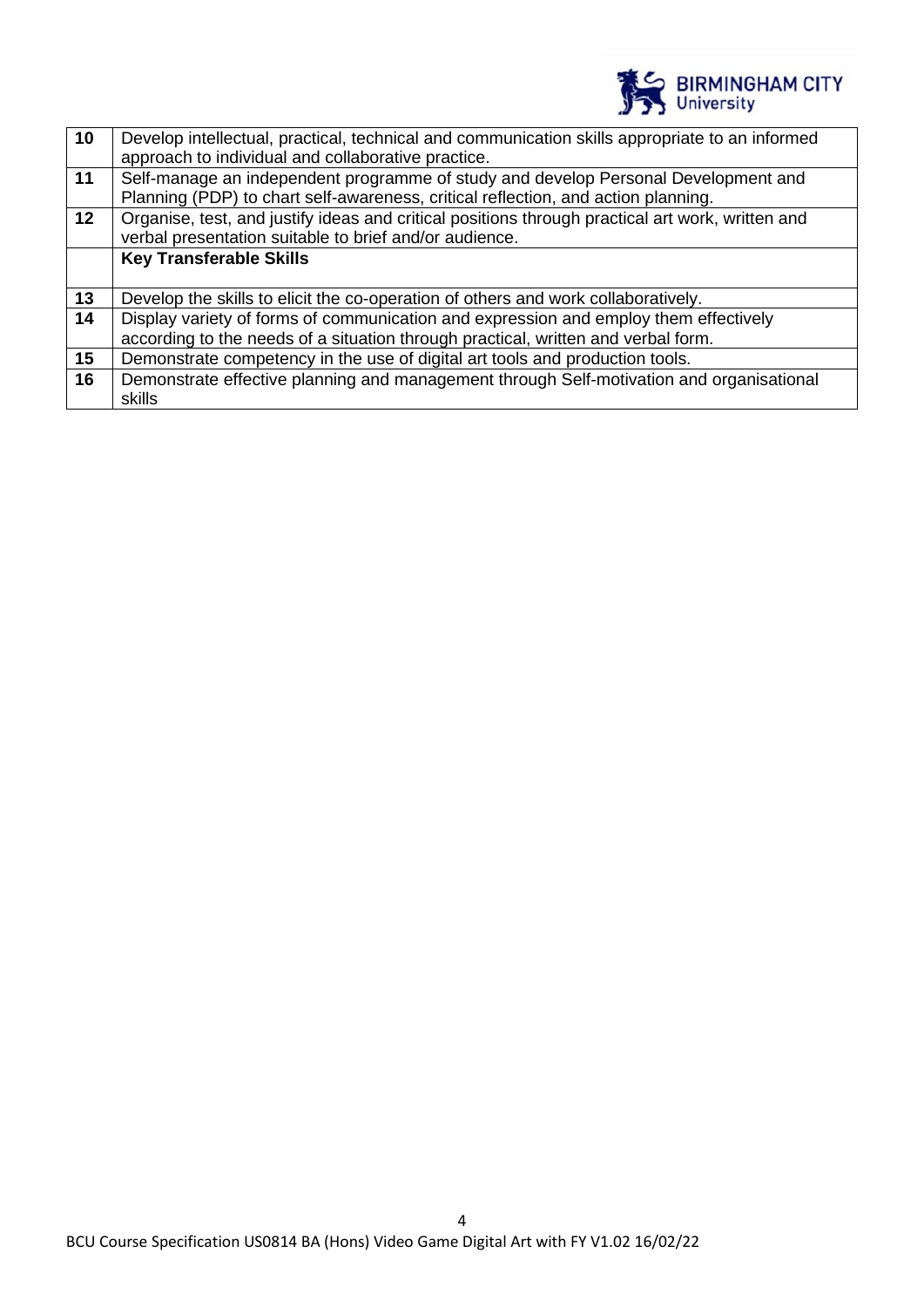| | |
|---|---|
| **10** | Develop intellectual, practical, technical and communication skills appropriate to an informed approach to individual and collaborative practice. |
| **11** | Self-manage an independent programme of study and develop Personal Development and Planning (PDP) to chart self-awareness, critical reflection, and action planning. |
| **12** | Organise, test, and justify ideas and critical positions through practical art work, written and verbal presentation suitable to brief and/or audience. |
| | **Key Transferable Skills** |
| **13** | Develop the skills to elicit the co-operation of others and work collaboratively. |
| **14** | Display variety of forms of communication and expression and employ them effectively according to the needs of a situation through practical, written and verbal form. |
| **15** | Demonstrate competency in the use of digital art tools and production tools. |
| **16** | Demonstrate effective planning and management through Self-motivation and organisational skills |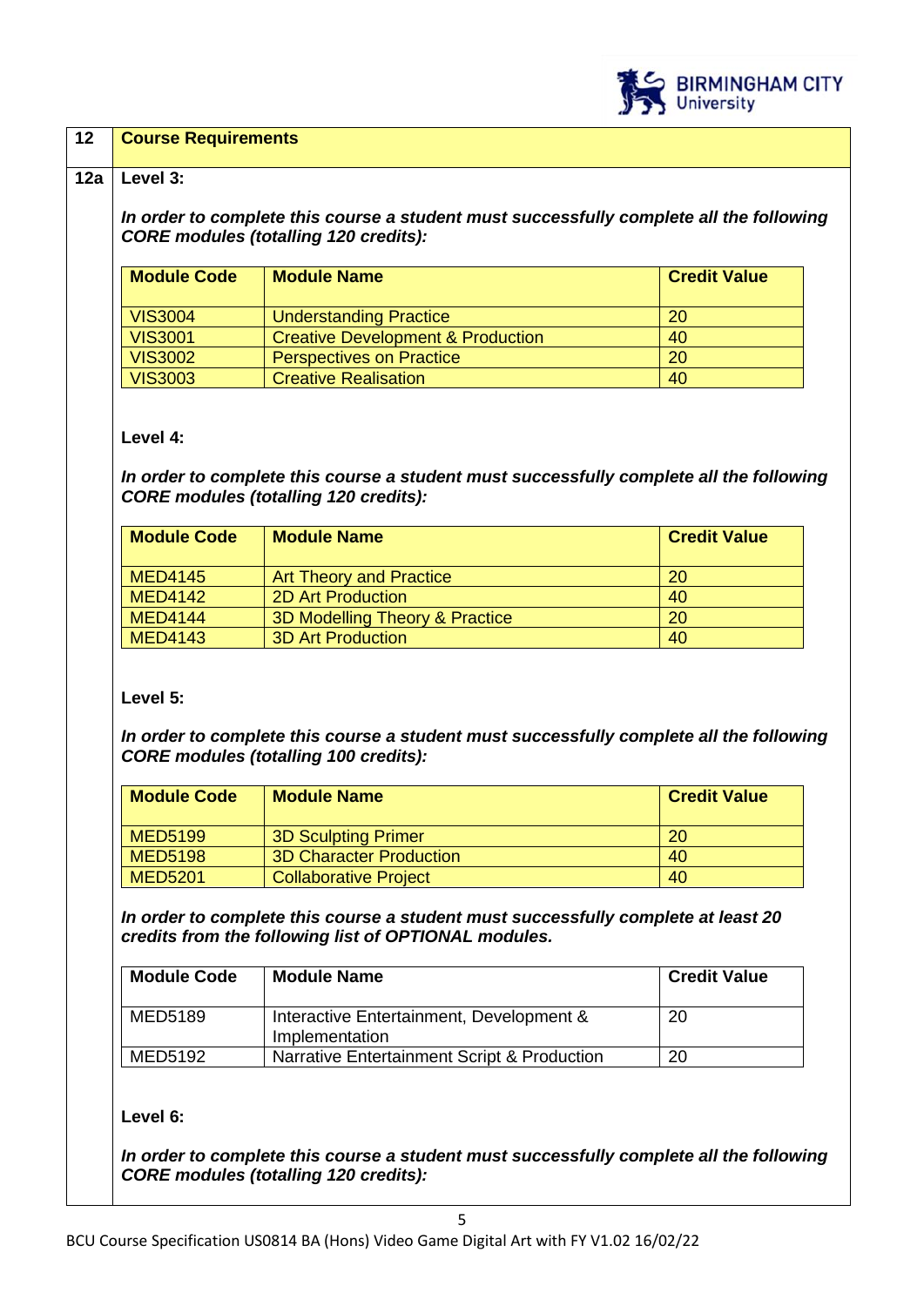| 12 | Course Requirements |
|---|---|

## 12a Level 3:

***In order to complete this course a student must successfully complete all the following CORE modules (totalling 120 credits):***

| Module Code | Module Name | Credit Value |
|---|---|---|
| VIS3004 | Understanding Practice | 20 |
| VIS3001 | Creative Development & Production | 40 |
| VIS3002 | Perspectives on Practice | 20 |
| VIS3003 | Creative Realisation | 40 |

**Level 4:**

***In order to complete this course a student must successfully complete all the following CORE modules (totalling 120 credits):***

| Module Code | Module Name | Credit Value |
|---|---|---|
| MED4145 | Art Theory and Practice | 20 |
| MED4142 | 2D Art Production | 40 |
| MED4144 | 3D Modelling Theory & Practice | 20 |
| MED4143 | 3D Art Production | 40 |

**Level 5:**

***In order to complete this course a student must successfully complete all the following CORE modules (totalling 100 credits):***

| Module Code | Module Name | Credit Value |
|---|---|---|
| MED5199 | 3D Sculpting Primer | 20 |
| MED5198 | 3D Character Production | 40 |
| MED5201 | Collaborative Project | 40 |

***In order to complete this course a student must successfully complete at least 20 credits from the following list of OPTIONAL modules.***

| Module Code | Module Name | Credit Value |
|---|---|---|
| MED5189 | Interactive Entertainment, Development & Implementation | 20 |
| MED5192 | Narrative Entertainment Script & Production | 20 |

**Level 6:**

***In order to complete this course a student must successfully complete all the following CORE modules (totalling 120 credits):***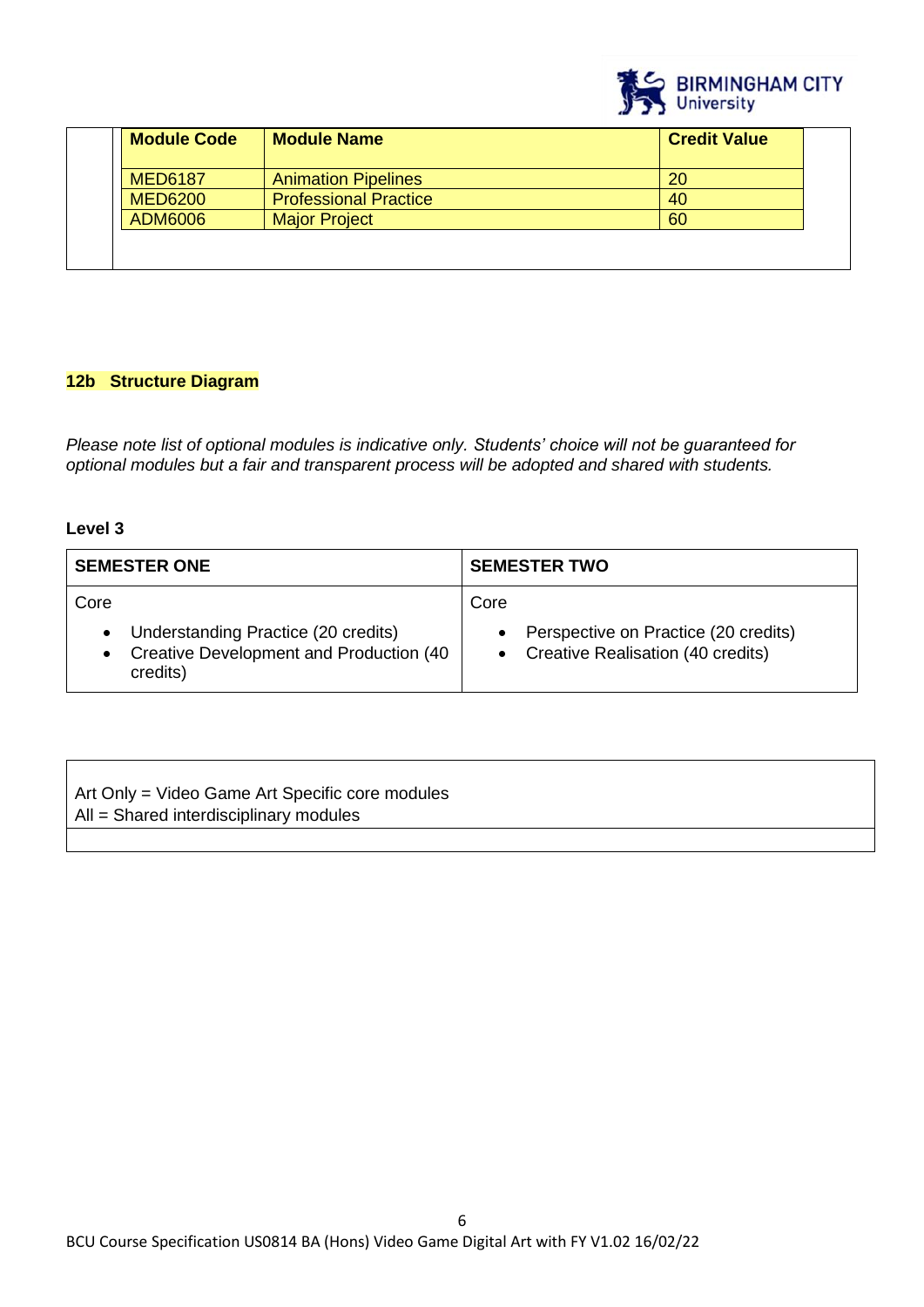| Module Code | Module Name | Credit Value |
|---|---|---|
| MED6187 | Animation Pipelines | 20 |
| MED6200 | Professional Practice | 40 |
| ADM6006 | Major Project | 60 |

## 12b Structure Diagram

*Please note list of optional modules is indicative only. Students' choice will not be guaranteed for optional modules but a fair and transparent process will be adopted and shared with students.*

**Level 3**

| SEMESTER ONE | SEMESTER TWO |
|---|---|
| Core<br>• Understanding Practice (20 credits)<br>• Creative Development and Production (40 credits) | Core<br>• Perspective on Practice (20 credits)<br>• Creative Realisation (40 credits) |

Art Only = Video Game Art Specific core modules
All = Shared interdisciplinary modules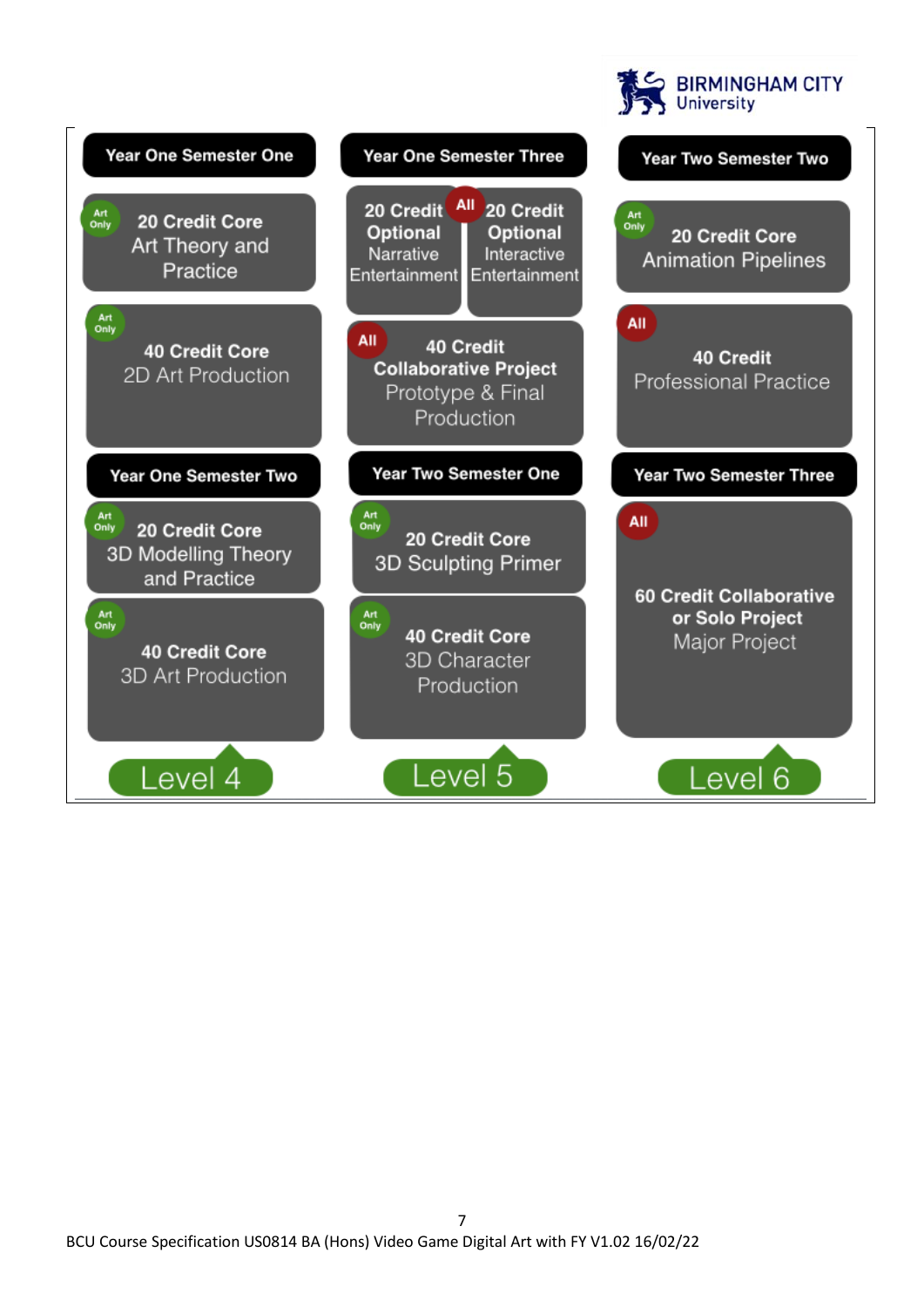**Level 4**

**Year One Semester One**

- Art Only — **20 Credit Core** Art Theory and Practice
- Art Only — **40 Credit Core** 2D Art Production

**Year One Semester Two**

- Art Only — **20 Credit Core** 3D Modelling Theory and Practice
- Art Only — **40 Credit Core** 3D Art Production

**Level 5**

**Year One Semester Three**

- All — **20 Credit Optional** Narrative Entertainment
- All — **20 Credit Optional** Interactive Entertainment
- All — **40 Credit Collaborative Project** Prototype & Final Production

**Year Two Semester One**

- Art Only — **20 Credit Core** 3D Sculpting Primer
- Art Only — **40 Credit Core** 3D Character Production

**Level 6**

**Year Two Semester Two**

- Art Only — **20 Credit Core** Animation Pipelines
- All — **40 Credit** Professional Practice

**Year Two Semester Three**

- All — **60 Credit Collaborative or Solo Project** Major Project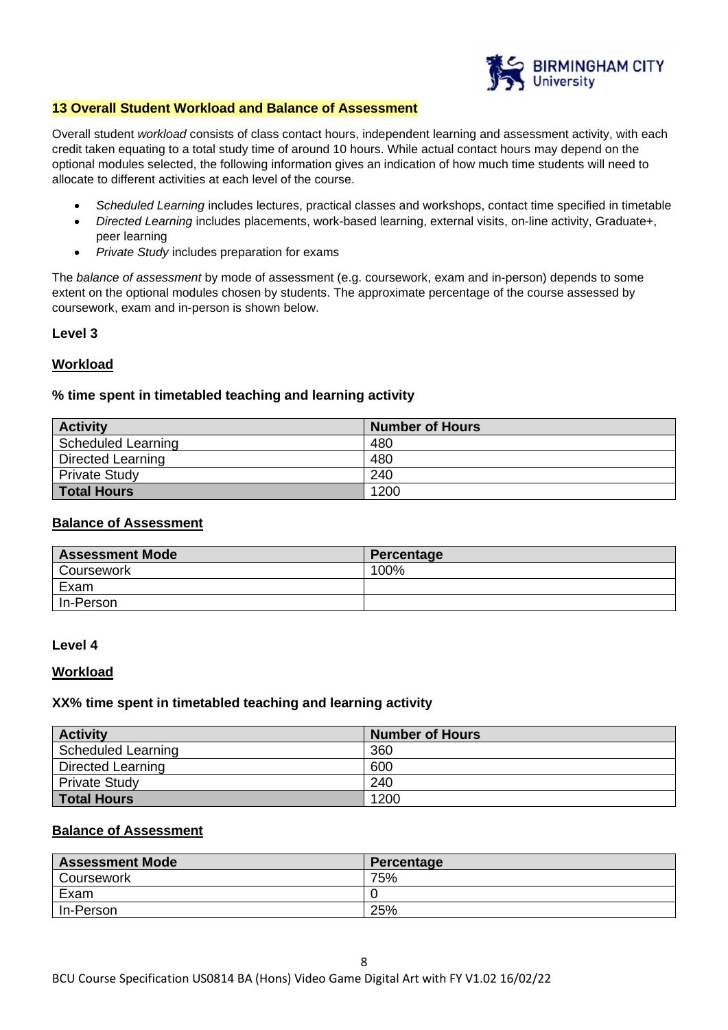## 13 Overall Student Workload and Balance of Assessment

Overall student *workload* consists of class contact hours, independent learning and assessment activity, with each credit taken equating to a total study time of around 10 hours. While actual contact hours may depend on the optional modules selected, the following information gives an indication of how much time students will need to allocate to different activities at each level of the course.

- *Scheduled Learning* includes lectures, practical classes and workshops, contact time specified in timetable
- *Directed Learning* includes placements, work-based learning, external visits, on-line activity, Graduate+, peer learning
- *Private Study* includes preparation for exams

The *balance of assessment* by mode of assessment (e.g. coursework, exam and in-person) depends to some extent on the optional modules chosen by students. The approximate percentage of the course assessed by coursework, exam and in-person is shown below.

### Level 3

**Workload**

**% time spent in timetabled teaching and learning activity**

| Activity | Number of Hours |
|---|---|
| Scheduled Learning | 480 |
| Directed Learning | 480 |
| Private Study | 240 |
| **Total Hours** | 1200 |

**Balance of Assessment**

| Assessment Mode | Percentage |
|---|---|
| Coursework | 100% |
| Exam | |
| In-Person | |

### Level 4

**Workload**

**XX% time spent in timetabled teaching and learning activity**

| Activity | Number of Hours |
|---|---|
| Scheduled Learning | 360 |
| Directed Learning | 600 |
| Private Study | 240 |
| **Total Hours** | 1200 |

**Balance of Assessment**

| Assessment Mode | Percentage |
|---|---|
| Coursework | 75% |
| Exam | 0 |
| In-Person | 25% |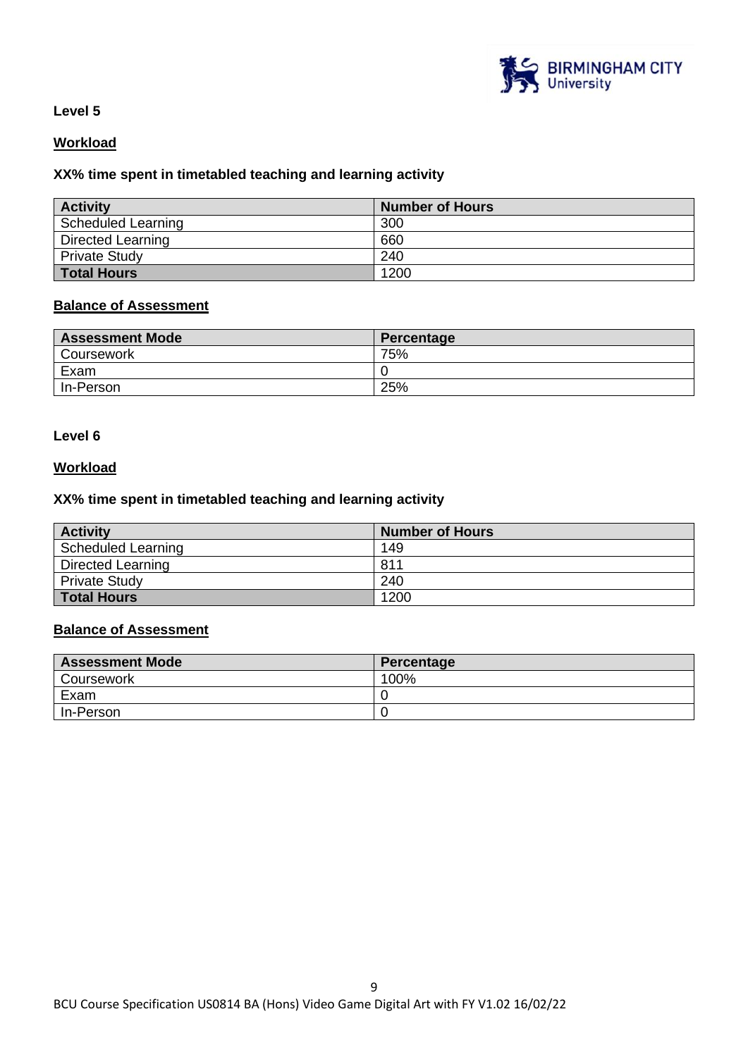**Level 5**

**Workload**

**XX% time spent in timetabled teaching and learning activity**

| Activity | Number of Hours |
|---|---|
| Scheduled Learning | 300 |
| Directed Learning | 660 |
| Private Study | 240 |
| **Total Hours** | 1200 |

**Balance of Assessment**

| Assessment Mode | Percentage |
|---|---|
| Coursework | 75% |
| Exam | 0 |
| In-Person | 25% |

**Level 6**

**Workload**

**XX% time spent in timetabled teaching and learning activity**

| Activity | Number of Hours |
|---|---|
| Scheduled Learning | 149 |
| Directed Learning | 811 |
| Private Study | 240 |
| **Total Hours** | 1200 |

**Balance of Assessment**

| Assessment Mode | Percentage |
|---|---|
| Coursework | 100% |
| Exam | 0 |
| In-Person | 0 |